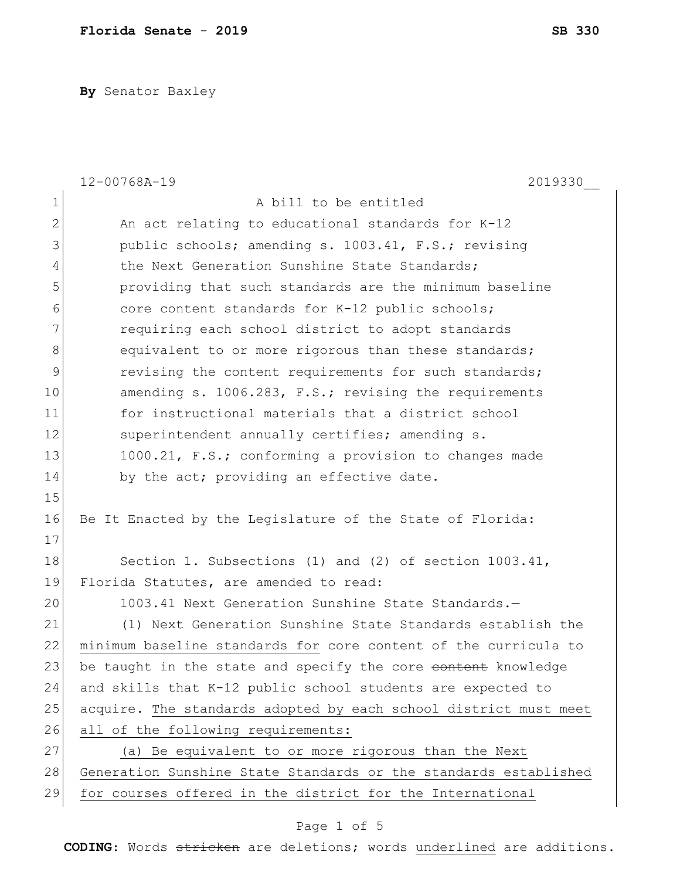**Florida Senate - 2019** **SB 330**

**By** Senator Baxley

12-00768A-19 2019330__

A bill to be entitled

An act relating to educational standards for K-12 public schools; amending s. 1003.41, F.S.; revising the Next Generation Sunshine State Standards; providing that such standards are the minimum baseline core content standards for K-12 public schools; requiring each school district to adopt standards equivalent to or more rigorous than these standards; revising the content requirements for such standards; amending s. 1006.283, F.S.; revising the requirements for instructional materials that a district school superintendent annually certifies; amending s. 1000.21, F.S.; conforming a provision to changes made by the act; providing an effective date.

Be It Enacted by the Legislature of the State of Florida:

Section 1. Subsections (1) and (2) of section 1003.41, Florida Statutes, are amended to read:

1003.41 Next Generation Sunshine State Standards.—

(1) Next Generation Sunshine State Standards establish the <u>minimum baseline standards for</u> core content of the curricula to be taught in the state and specify the core ~~content~~ knowledge and skills that K-12 public school students are expected to acquire. <u>The standards adopted by each school district must meet all of the following requirements:</u>

<u>(a) Be equivalent to or more rigorous than the Next Generation Sunshine State Standards or the standards established for courses offered in the district for the International</u>

**CODING:** Words ~~stricken~~ are deletions; words <u>underlined</u> are additions.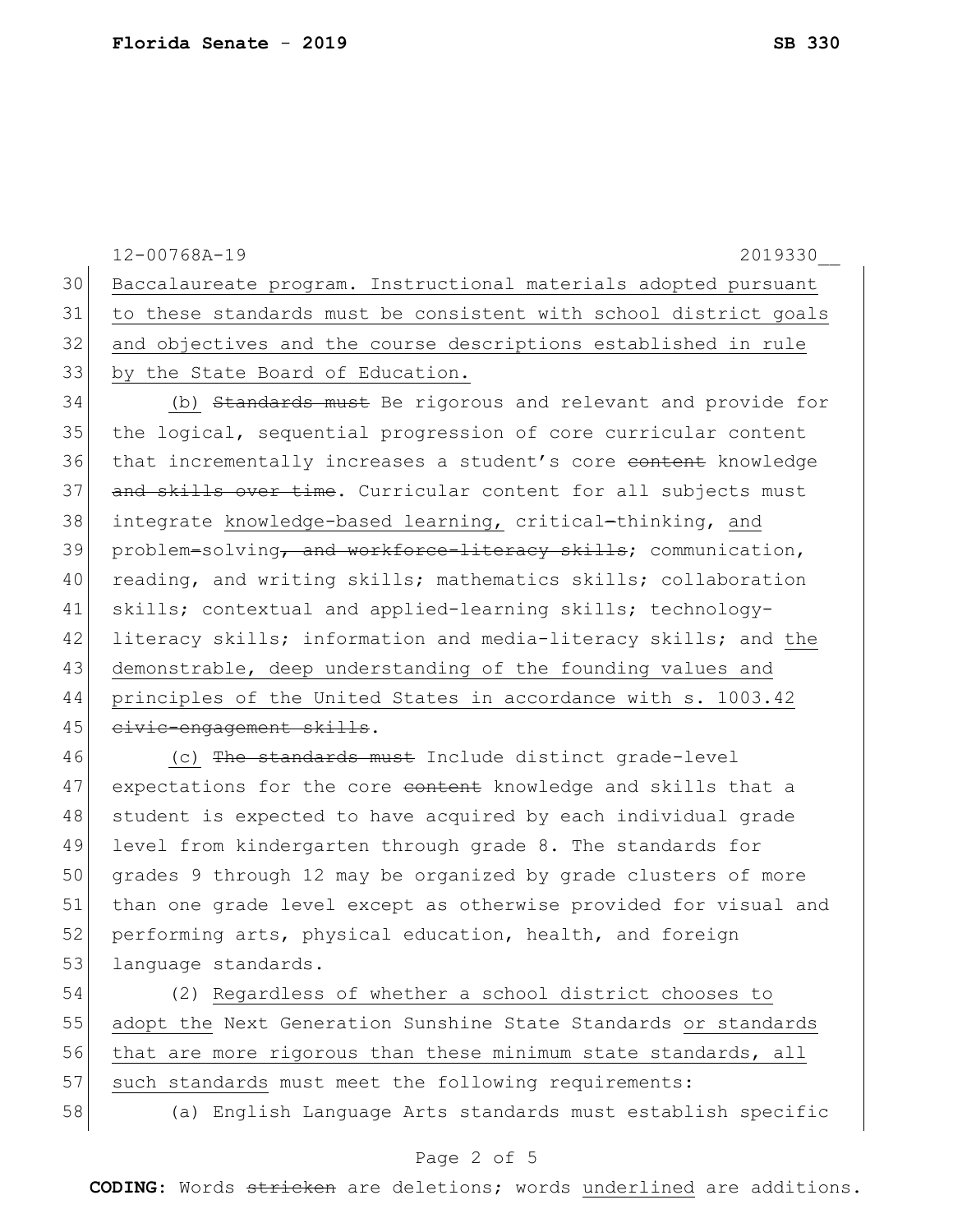<u>Baccalaureate program. Instructional materials adopted pursuant to these standards must be consistent with school district goals and objectives and the course descriptions established in rule by the State Board of Education.</u>

(b) ~~Standards must~~ Be rigorous and relevant and provide for the logical, sequential progression of core curricular content that incrementally increases a student's core ~~content~~ knowledge ~~and skills over time~~. Curricular content for all subjects must integrate <u>knowledge-based learning,</u> critical~~-~~thinking, <u>and</u> problem~~-~~solving~~, and workforce-literacy skills~~; communication, reading, and writing skills; mathematics skills; collaboration skills; contextual and applied-learning skills; technology-literacy skills; information and media-literacy skills; and <u>the demonstrable, deep understanding of the founding values and principles of the United States in accordance with s. 1003.42</u> ~~civic-engagement skills~~.

(c) ~~The standards must~~ Include distinct grade-level expectations for the core ~~content~~ knowledge and skills that a student is expected to have acquired by each individual grade level from kindergarten through grade 8. The standards for grades 9 through 12 may be organized by grade clusters of more than one grade level except as otherwise provided for visual and performing arts, physical education, health, and foreign language standards.

(2) <u>Regardless of whether a school district chooses to adopt the</u> Next Generation Sunshine State Standards <u>or standards that are more rigorous than these minimum state standards, all such standards</u> must meet the following requirements:

(a) English Language Arts standards must establish specific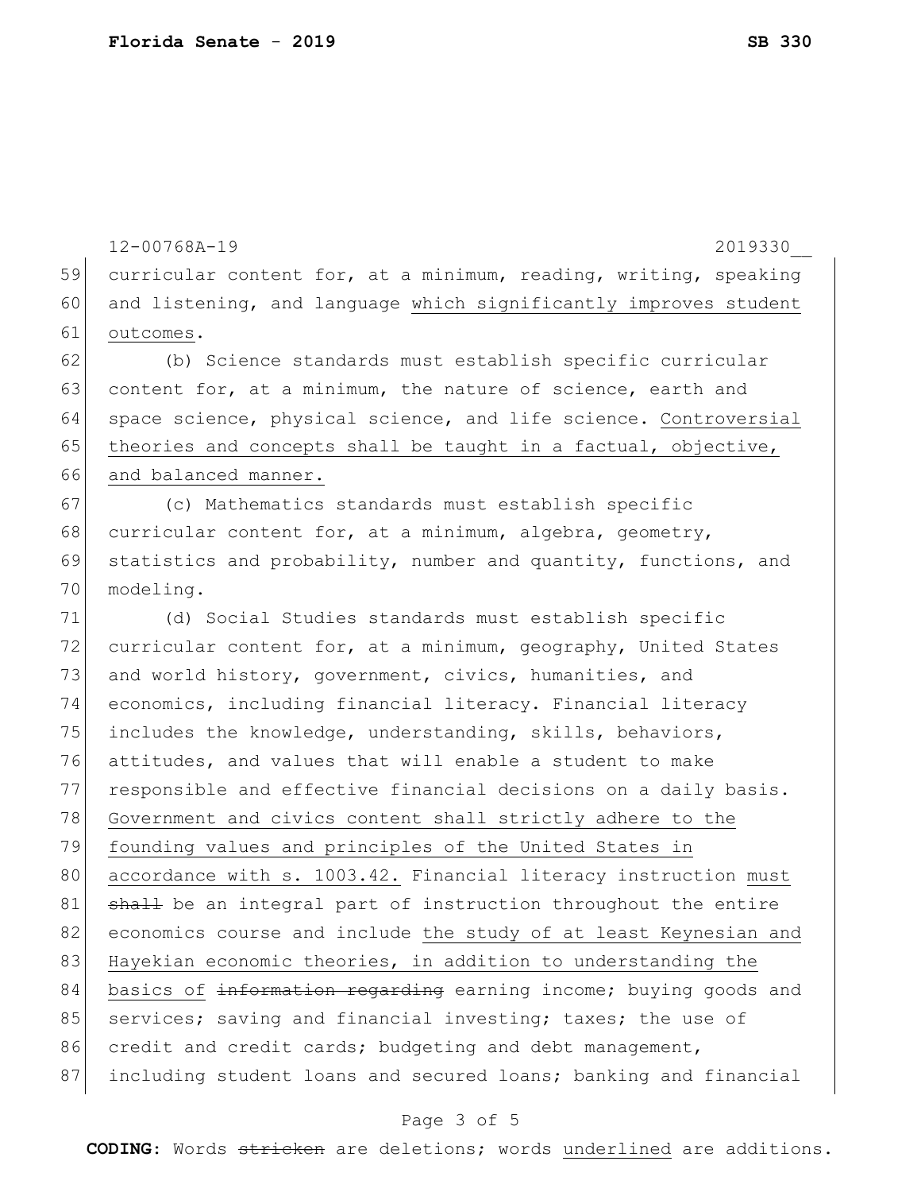curricular content for, at a minimum, reading, writing, speaking and listening, and language <u>which significantly improves student outcomes</u>.

(b) Science standards must establish specific curricular content for, at a minimum, the nature of science, earth and space science, physical science, and life science. <u>Controversial theories and concepts shall be taught in a factual, objective, and balanced manner.</u>

(c) Mathematics standards must establish specific curricular content for, at a minimum, algebra, geometry, statistics and probability, number and quantity, functions, and modeling.

(d) Social Studies standards must establish specific curricular content for, at a minimum, geography, United States and world history, government, civics, humanities, and economics, including financial literacy. Financial literacy includes the knowledge, understanding, skills, behaviors, attitudes, and values that will enable a student to make responsible and effective financial decisions on a daily basis. <u>Government and civics content shall strictly adhere to the founding values and principles of the United States in accordance with s. 1003.42.</u> Financial literacy instruction <u>must</u> ~~shall~~ be an integral part of instruction throughout the entire economics course and include <u>the study of at least Keynesian and Hayekian economic theories, in addition to understanding the basics of</u> ~~information regarding~~ earning income; buying goods and services; saving and financial investing; taxes; the use of credit and credit cards; budgeting and debt management, including student loans and secured loans; banking and financial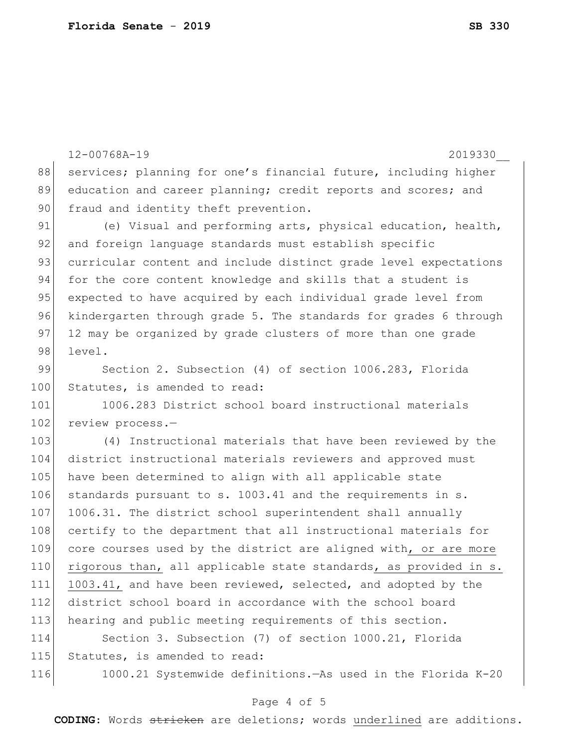services; planning for one's financial future, including higher education and career planning; credit reports and scores; and fraud and identity theft prevention.

(e) Visual and performing arts, physical education, health, and foreign language standards must establish specific curricular content and include distinct grade level expectations for the core content knowledge and skills that a student is expected to have acquired by each individual grade level from kindergarten through grade 5. The standards for grades 6 through 12 may be organized by grade clusters of more than one grade level.

Section 2. Subsection (4) of section 1006.283, Florida Statutes, is amended to read:

1006.283 District school board instructional materials review process.—

(4) Instructional materials that have been reviewed by the district instructional materials reviewers and approved must have been determined to align with all applicable state standards pursuant to s. 1003.41 and the requirements in s. 1006.31. The district school superintendent shall annually certify to the department that all instructional materials for core courses used by the district are aligned with<u>, or are more rigorous than,</u> all applicable state standards<u>, as provided in s. 1003.41,</u> and have been reviewed, selected, and adopted by the district school board in accordance with the school board hearing and public meeting requirements of this section.

Section 3. Subsection (7) of section 1000.21, Florida Statutes, is amended to read:

1000.21 Systemwide definitions.—As used in the Florida K-20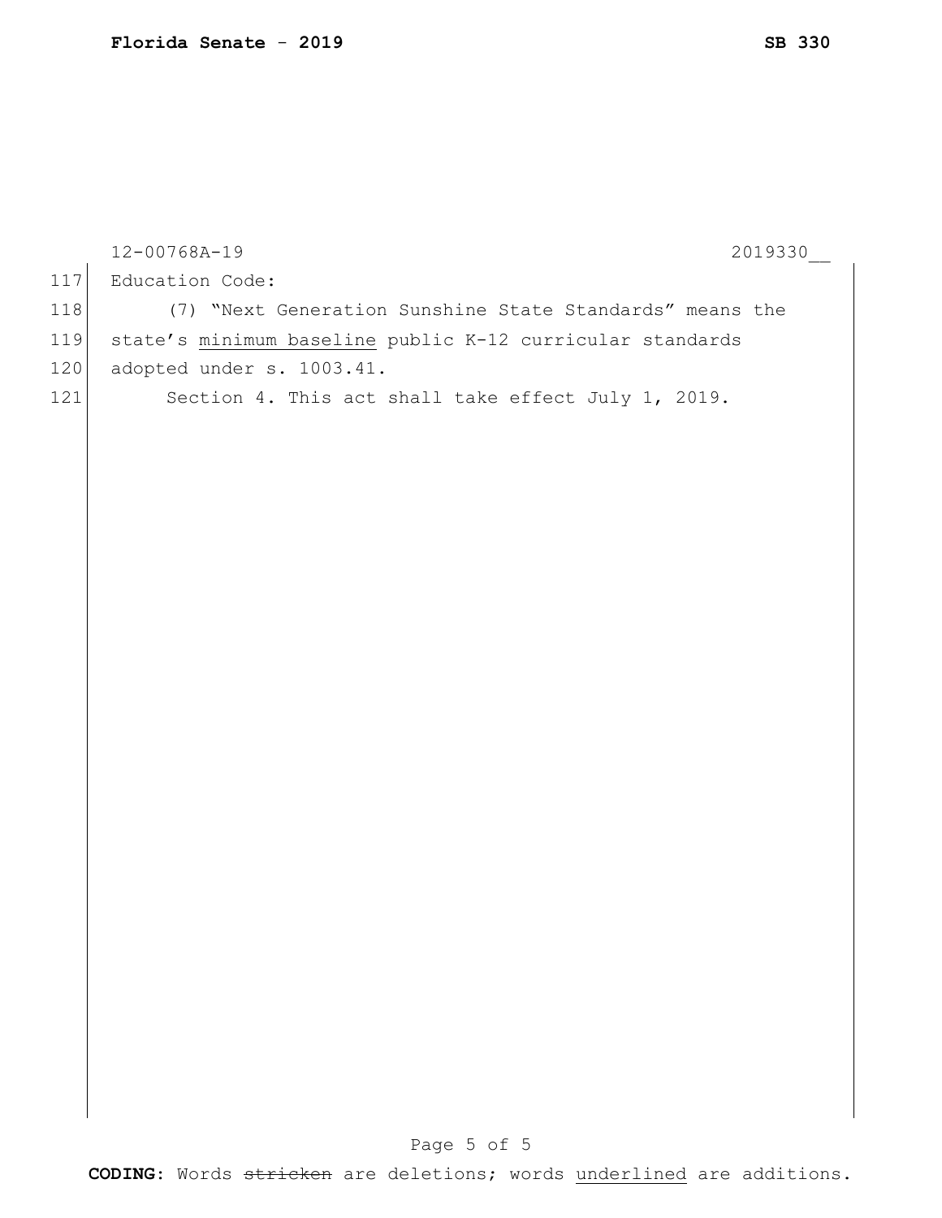Education Code:

(7) "Next Generation Sunshine State Standards" means the state's <u>minimum baseline</u> public K-12 curricular standards adopted under s. 1003.41.

Section 4. This act shall take effect July 1, 2019.

**CODING:** Words ~~stricken~~ are deletions; words <u>underlined</u> are additions.